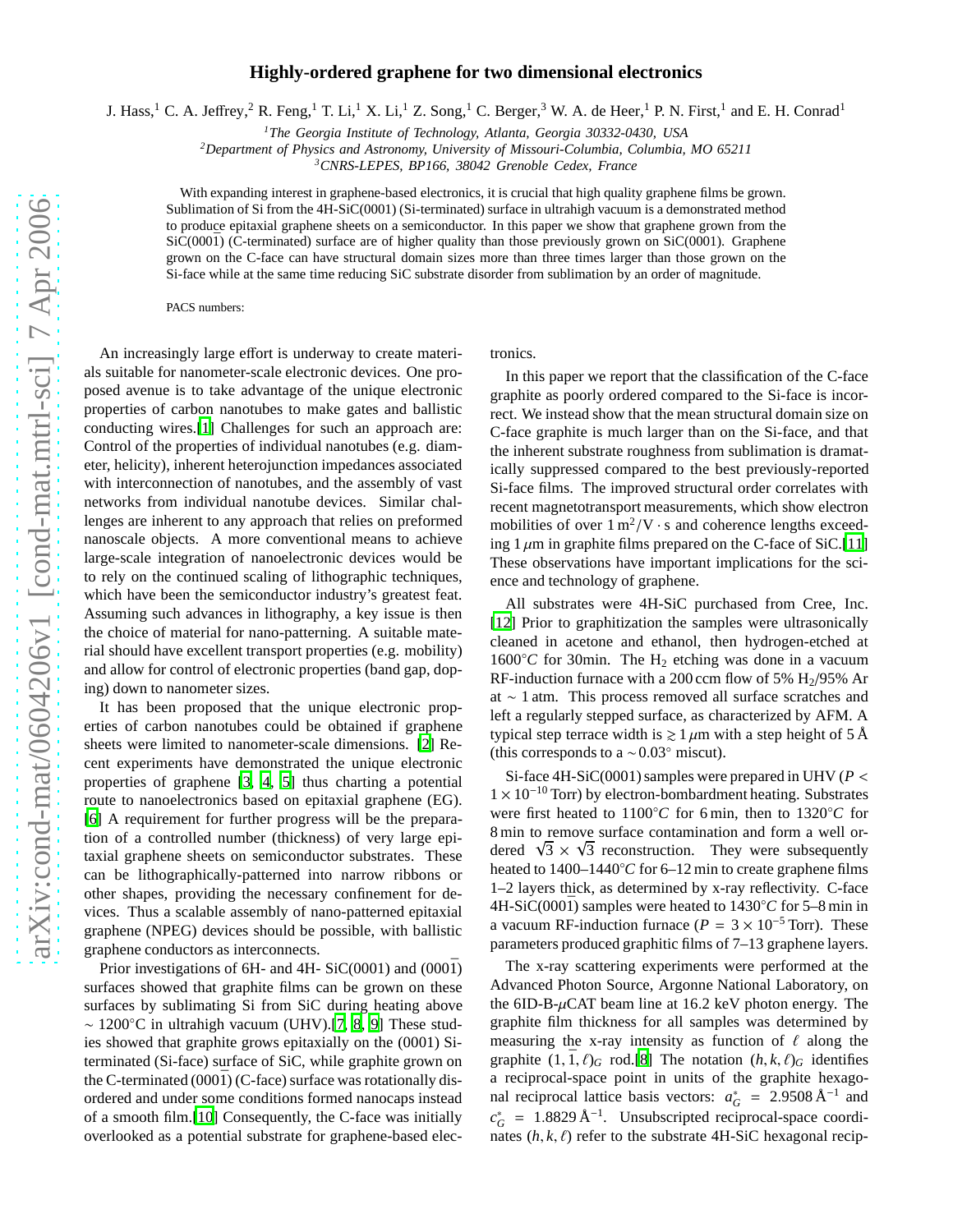# Highly-ordered graphene for two dimensional electronics

J. Hass,[1] C. A. Jeffrey,[2] R. Feng,[1] T. Li,[1] X. Li,[1] Z. Song,[1] C. Berger,[3] W. A. de Heer,[1] P. N. First,[1] and E. H. Conrad[1]

[1]*The Georgia Institute of Technology, Atlanta, Georgia 30332-0430, USA*
[2]*Department of Physics and Astronomy, University of Missouri-Columbia, Columbia, MO 65211*
[3]*CNRS-LEPES, BP166, 38042 Grenoble Cedex, France*

With expanding interest in graphene-based electronics, it is crucial that high quality graphene films be grown. Sublimation of Si from the 4H-SiC(0001) (Si-terminated) surface in ultrahigh vacuum is a demonstrated method to produce epitaxial graphene sheets on a semiconductor. In this paper we show that graphene grown from the SiC($000\bar{1}$) (C-terminated) surface are of higher quality than those previously grown on SiC(0001). Graphene grown on the C-face can have structural domain sizes more than three times larger than those grown on the Si-face while at the same time reducing SiC substrate disorder from sublimation by an order of magnitude.

PACS numbers:

An increasingly large effort is underway to create materials suitable for nanometer-scale electronic devices. One proposed avenue is to take advantage of the unique electronic properties of carbon nanotubes to make gates and ballistic conducting wires.[1] Challenges for such an approach are: Control of the properties of individual nanotubes (e.g. diameter, helicity), inherent heterojunction impedances associated with interconnection of nanotubes, and the assembly of vast networks from individual nanotube devices. Similar challenges are inherent to any approach that relies on preformed nanoscale objects. A more conventional means to achieve large-scale integration of nanoelectronic devices would be to rely on the continued scaling of lithographic techniques, which have been the semiconductor industry's greatest feat. Assuming such advances in lithography, a key issue is then the choice of material for nano-patterning. A suitable material should have excellent transport properties (e.g. mobility) and allow for control of electronic properties (band gap, doping) down to nanometer sizes.

It has been proposed that the unique electronic properties of carbon nanotubes could be obtained if graphene sheets were limited to nanometer-scale dimensions. [2] Recent experiments have demonstrated the unique electronic properties of graphene [3, 4, 5] thus charting a potential route to nanoelectronics based on epitaxial graphene (EG). [6] A requirement for further progress will be the preparation of a controlled number (thickness) of very large epitaxial graphene sheets on semiconductor substrates. These can be lithographically-patterned into narrow ribbons or other shapes, providing the necessary confinement for devices. Thus a scalable assembly of nano-patterned epitaxial graphene (NPEG) devices should be possible, with ballistic graphene conductors as interconnects.

Prior investigations of 6H- and 4H- SiC(0001) and ($000\bar{1}$) surfaces showed that graphite films can be grown on these surfaces by sublimating Si from SiC during heating above $\sim 1200°$C in ultrahigh vacuum (UHV).[7, 8, 9] These studies showed that graphite grows epitaxially on the (0001) Si-terminated (Si-face) surface of SiC, while graphite grown on the C-terminated ($000\bar{1}$) (C-face) surface was rotationally disordered and under some conditions formed nanocaps instead of a smooth film.[10] Consequently, the C-face was initially overlooked as a potential substrate for graphene-based electronics.

In this paper we report that the classification of the C-face graphite as poorly ordered compared to the Si-face is incorrect. We instead show that the mean structural domain size on C-face graphite is much larger than on the Si-face, and that the inherent substrate roughness from sublimation is dramatically suppressed compared to the best previously-reported Si-face films. The improved structural order correlates with recent magnetotransport measurements, which show electron mobilities of over $1\,\mathrm{m^2/V\cdot s}$ and coherence lengths exceeding $1\,\mu$m in graphite films prepared on the C-face of SiC.[11] These observations have important implications for the science and technology of graphene.

All substrates were 4H-SiC purchased from Cree, Inc. [12] Prior to graphitization the samples were ultrasonically cleaned in acetone and ethanol, then hydrogen-etched at $1600°C$ for 30min. The $H_2$ etching was done in a vacuum RF-induction furnace with a 200 ccm flow of 5% $H_2$/95% Ar at $\sim 1$ atm. This process removed all surface scratches and left a regularly stepped surface, as characterized by AFM. A typical step terrace width is $\gtrsim 1\,\mu$m with a step height of 5 Å (this corresponds to a $\sim 0.03°$ miscut).

Si-face 4H-SiC(0001) samples were prepared in UHV ($P < 1\times10^{-10}$ Torr) by electron-bombardment heating. Substrates were first heated to $1100°C$ for 6 min, then to $1320°C$ for 8 min to remove surface contamination and form a well ordered $\sqrt{3}\times\sqrt{3}$ reconstruction. They were subsequently heated to 1400–$1440°C$ for 6–12 min to create graphene films 1–2 layers thick, as determined by x-ray reflectivity. C-face 4H-SiC($000\bar{1}$) samples were heated to $1430°C$ for 5–8 min in a vacuum RF-induction furnace ($P = 3\times10^{-5}$ Torr). These parameters produced graphitic films of 7–13 graphene layers.

The x-ray scattering experiments were performed at the Advanced Photon Source, Argonne National Laboratory, on the 6ID-B-$\mu$CAT beam line at 16.2 keV photon energy. The graphite film thickness for all samples was determined by measuring the x-ray intensity as function of $\ell$ along the graphite $(1,\bar{1},\ell)_G$ rod.[8] The notation $(h,k,\ell)_G$ identifies a reciprocal-space point in units of the graphite hexagonal reciprocal lattice basis vectors: $a^*_G = 2.9508\,\text{Å}^{-1}$ and $c^*_G = 1.8829\,\text{Å}^{-1}$. Unsubscripted reciprocal-space coordinates $(h,k,\ell)$ refer to the substrate 4H-SiC hexagonal recip-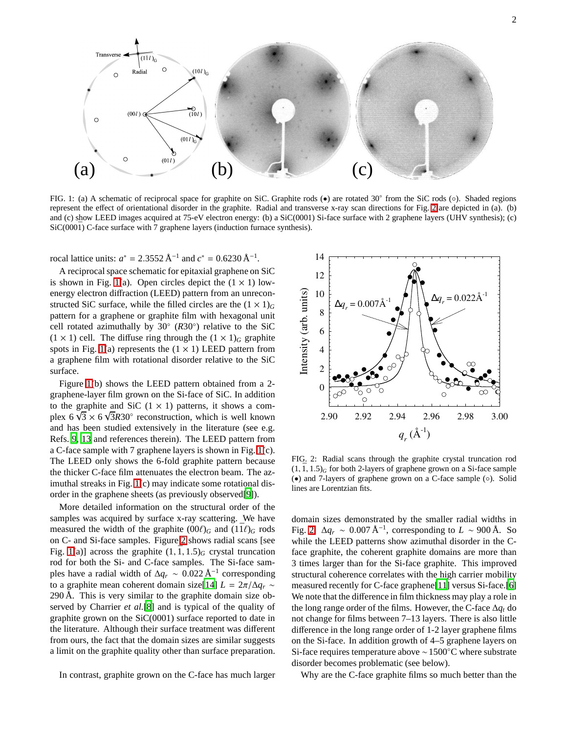FIG. 1: (a) A schematic of reciprocal space for graphite on SiC. Graphite rods (•) are rotated 30° from the SiC rods (∘). Shaded regions represent the effect of orientational disorder in the graphite. Radial and transverse x-ray scan directions for Fig. 2 are depicted in (a). (b) and (c) show LEED images acquired at 75-eV electron energy: (b) a SiC(0001) Si-face surface with 2 graphene layers (UHV synthesis); (c) SiC(000$\bar{1}$) C-face surface with 7 graphene layers (induction furnace synthesis).

rocal lattice units: $a^* = 2.3552$ Å$^{-1}$ and $c^* = 0.6230$ Å$^{-1}$.

A reciprocal space schematic for epitaxial graphene on SiC is shown in Fig. 1(a). Open circles depict the $(1 \times 1)$ low-energy electron diffraction (LEED) pattern from an unreconstructed SiC surface, while the filled circles are the $(1 \times 1)_G$ pattern for a graphene or graphite film with hexagonal unit cell rotated azimuthally by 30° ($R$30°) relative to the SiC $(1 \times 1)$ cell. The diffuse ring through the $(1 \times 1)_G$ graphite spots in Fig. 1(a) represents the $(1 \times 1)$ LEED pattern from a graphene film with rotational disorder relative to the SiC surface.

Figure 1(b) shows the LEED pattern obtained from a 2-graphene-layer film grown on the Si-face of SiC. In addition to the graphite and SiC $(1 \times 1)$ patterns, it shows a complex $6\sqrt{3} \times 6\sqrt{3}R30°$ reconstruction, which is well known and has been studied extensively in the literature (see e.g. Refs. 9, 13 and references therein). The LEED pattern from a C-face sample with 7 graphene layers is shown in Fig. 1(c). The LEED only shows the 6-fold graphite pattern because the thicker C-face film attenuates the electron beam. The azimuthal streaks in Fig. 1(c) may indicate some rotational disorder in the graphene sheets (as previously observed[9]).

More detailed information on the structural order of the samples was acquired by surface x-ray scattering. We have measured the width of the graphite $(00\ell)_G$ and $(1\bar{1}\ell)_G$ rods on C- and Si-face samples. Figure 2 shows radial scans [see Fig. 1(a)] across the graphite $(1, \bar{1}, 1.5)_G$ crystal truncation rod for both the Si- and C-face samples. The Si-face samples have a radial width of $\Delta q_r \sim 0.022$ Å$^{-1}$ corresponding to a graphite mean coherent domain size[14] $L = 2\pi/\Delta q_r \sim 290$ Å. This is very similar to the graphite domain size observed by Charrier *et al.*[8] and is typical of the quality of graphite grown on the SiC(0001) surface reported to date in the literature. Although their surface treatment was different from ours, the fact that the domain sizes are similar suggests a limit on the graphite quality other than surface preparation.

In contrast, graphite grown on the C-face has much larger domain sizes demonstrated by the smaller radial widths in Fig. 2. $\Delta q_r \sim 0.007$ Å$^{-1}$, corresponding to $L \sim 900$ Å. So while the LEED patterns show azimuthal disorder in the C-face graphite, the coherent graphite domains are more than 3 times larger than for the Si-face graphite. This improved structural coherence correlates with the high carrier mobility measured recently for C-face graphene[11] versus Si-face.[6] We note that the difference in film thickness may play a role in the long range order of the films. However, the C-face $\Delta q_t$ do not change for films between 7–13 layers. There is also little difference in the long range order of 1-2 layer graphene films on the Si-face. In addition growth of 4–5 graphene layers on Si-face requires temperature above ∼1500°C where substrate disorder becomes problematic (see below).

FIG. 2: Radial scans through the graphite crystal truncation rod $(1, \bar{1}, 1.5)_G$ for both 2-layers of graphene grown on a Si-face sample (•) and 7-layers of graphene grown on a C-face sample (∘). Solid lines are Lorentzian fits.

Why are the C-face graphite films so much better than the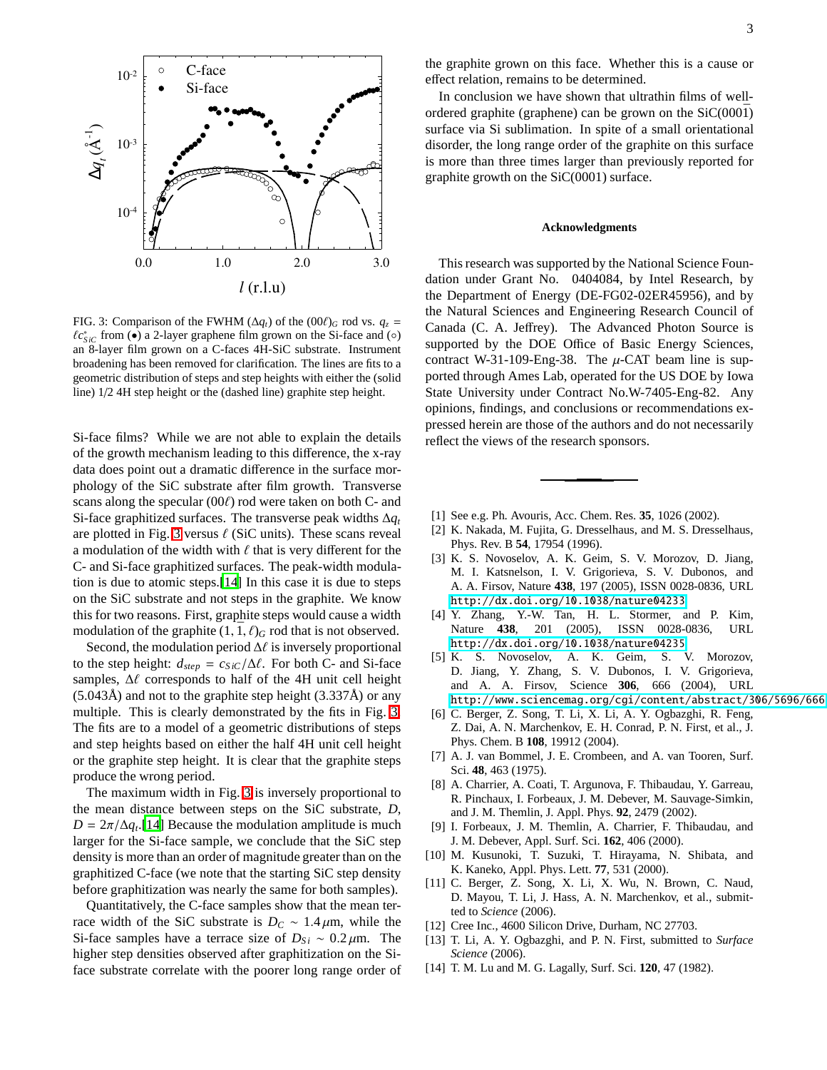C-face
Si-face

$10^{-2}$
$10^{-3}$
$10^{-4}$

$\Delta q_t$ (Å$^{-1}$)

0.0 1.0 2.0 3.0

$l$ (r.l.u)

FIG. 3: Comparison of the FWHM ($\Delta q_t$) of the $(00\ell)_G$ rod vs. $q_z = \ell c^*_{SiC}$ from (•) a 2-layer graphene film grown on the Si-face and (○) an 8-layer film grown on a C-faces 4H-SiC substrate. Instrument broadening has been removed for clarification. The lines are fits to a geometric distribution of steps and step heights with either the (solid line) 1/2 4H step height or the (dashed line) graphite step height.

Si-face films? While we are not able to explain the details of the growth mechanism leading to this difference, the x-ray data does point out a dramatic difference in the surface morphology of the SiC substrate after film growth. Transverse scans along the specular $(00\ell)$ rod were taken on both C- and Si-face graphitized surfaces. The transverse peak widths $\Delta q_t$ are plotted in Fig. 3 versus $\ell$ (SiC units). These scans reveal a modulation of the width with $\ell$ that is very different for the C- and Si-face graphitized surfaces. The peak-width modulation is due to atomic steps.[14] In this case it is due to steps on the SiC substrate and not steps in the graphite. We know this for two reasons. First, graphite steps would cause a width modulation of the graphite $(1, \bar{1}, \ell)_G$ rod that is not observed.

Second, the modulation period $\Delta\ell$ is inversely proportional to the step height: $d_{step} = c_{SiC}/\Delta\ell$. For both C- and Si-face samples, $\Delta\ell$ corresponds to half of the 4H unit cell height (5.043Å) and not to the graphite step height (3.337Å) or any multiple. This is clearly demonstrated by the fits in Fig. 3. The fits are to a model of a geometric distributions of steps and step heights based on either the half 4H unit cell height or the graphite step height. It is clear that the graphite steps produce the wrong period.

The maximum width in Fig. 3 is inversely proportional to the mean distance between steps on the SiC substrate, $D$, $D = 2\pi/\Delta q_t$.[14] Because the modulation amplitude is much larger for the Si-face sample, we conclude that the SiC step density is more than an order of magnitude greater than on the graphitized C-face (we note that the starting SiC step density before graphitization was nearly the same for both samples).

Quantitatively, the C-face samples show that the mean terrace width of the SiC substrate is $D_C \sim 1.4\,\mu$m, while the Si-face samples have a terrace size of $D_{Si} \sim 0.2\,\mu$m. The higher step densities observed after graphitization on the Si-face substrate correlate with the poorer long range order of the graphite grown on this face. Whether this is a cause or effect relation, remains to be determined.

In conclusion we have shown that ultrathin films of well-ordered graphite (graphene) can be grown on the SiC(000$\bar{1}$) surface via Si sublimation. In spite of a small orientational disorder, the long range order of the graphite on this surface is more than three times larger than previously reported for graphite growth on the SiC(0001) surface.

## Acknowledgments

This research was supported by the National Science Foundation under Grant No. 0404084, by Intel Research, by the Department of Energy (DE-FG02-02ER45956), and by the Natural Sciences and Engineering Research Council of Canada (C. A. Jeffrey). The Advanced Photon Source is supported by the DOE Office of Basic Energy Sciences, contract W-31-109-Eng-38. The $\mu$-CAT beam line is supported through Ames Lab, operated for the US DOE by Iowa State University under Contract No.W-7405-Eng-82. Any opinions, findings, and conclusions or recommendations expressed herein are those of the authors and do not necessarily reflect the views of the research sponsors.

---

[1] See e.g. Ph. Avouris, Acc. Chem. Res. **35**, 1026 (2002).
[2] K. Nakada, M. Fujita, G. Dresselhaus, and M. S. Dresselhaus, Phys. Rev. B **54**, 17954 (1996).
[3] K. S. Novoselov, A. K. Geim, S. V. Morozov, D. Jiang, M. I. Katsnelson, I. V. Grigorieva, S. V. Dubonos, and A. A. Firsov, Nature **438**, 197 (2005), ISSN 0028-0836, URL http://dx.doi.org/10.1038/nature04233.
[4] Y. Zhang, Y.-W. Tan, H. L. Stormer, and P. Kim, Nature **438**, 201 (2005), ISSN 0028-0836, URL http://dx.doi.org/10.1038/nature04235.
[5] K. S. Novoselov, A. K. Geim, S. V. Morozov, D. Jiang, Y. Zhang, S. V. Dubonos, I. V. Grigorieva, and A. A. Firsov, Science **306**, 666 (2004), URL http://www.sciencemag.org/cgi/content/abstract/306/5696/666.
[6] C. Berger, Z. Song, T. Li, X. Li, A. Y. Ogbazghi, R. Feng, Z. Dai, A. N. Marchenkov, E. H. Conrad, P. N. First, et al., J. Phys. Chem. B **108**, 19912 (2004).
[7] A. J. van Bommel, J. E. Crombeen, and A. van Tooren, Surf. Sci. **48**, 463 (1975).
[8] A. Charrier, A. Coati, T. Argunova, F. Thibaudau, Y. Garreau, R. Pinchaux, I. Forbeaux, J. M. Debever, M. Sauvage-Simkin, and J. M. Themlin, J. Appl. Phys. **92**, 2479 (2002).
[9] I. Forbeaux, J. M. Themlin, A. Charrier, F. Thibaudau, and J. M. Debever, Appl. Surf. Sci. **162**, 406 (2000).
[10] M. Kusunoki, T. Suzuki, T. Hirayama, N. Shibata, and K. Kaneko, Appl. Phys. Lett. **77**, 531 (2000).
[11] C. Berger, Z. Song, X. Li, X. Wu, N. Brown, C. Naud, D. Mayou, T. Li, J. Hass, A. N. Marchenkov, et al., submitted to *Science* (2006).
[12] Cree Inc., 4600 Silicon Drive, Durham, NC 27703.
[13] T. Li, A. Y. Ogbazghi, and P. N. First, submitted to *Surface Science* (2006).
[14] T. M. Lu and M. G. Lagally, Surf. Sci. **120**, 47 (1982).